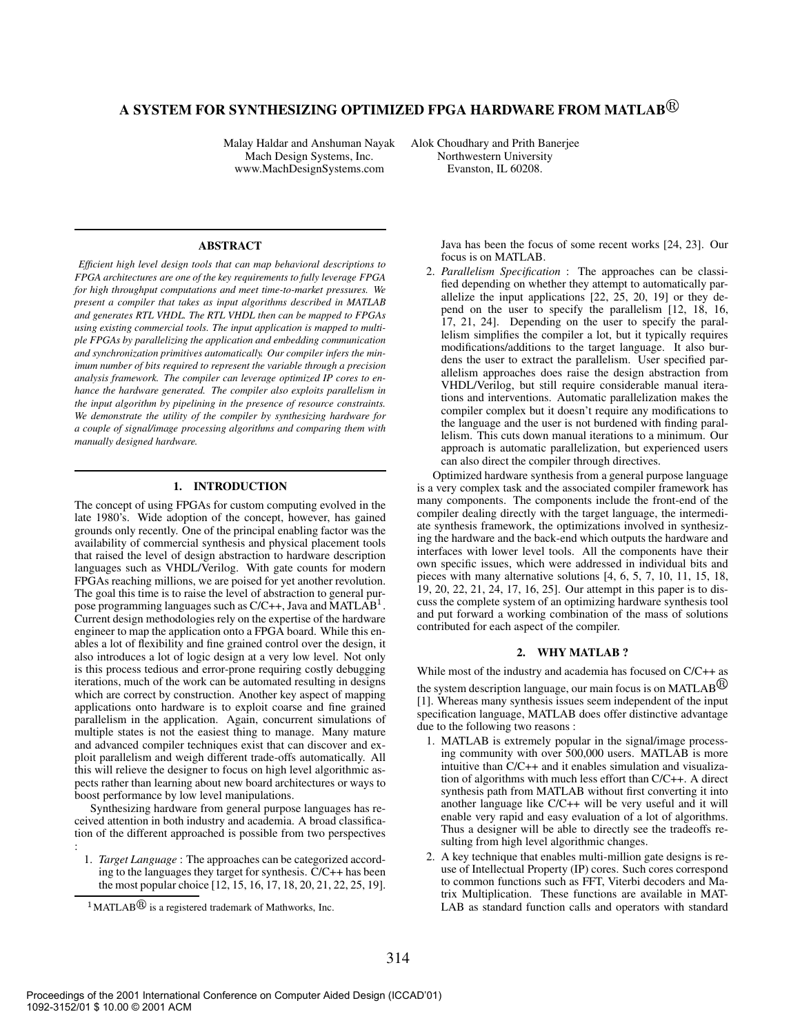# A SYSTEM FOR SYNTHESIZING OPTIMIZED FPGA HARDWARE FROM MATLAB®

Malay Haldar and Anshuman Nayak
Mach Design Systems, Inc.
www.MachDesignSystems.com

Alok Choudhary and Prith Banerjee
Northwestern University
Evanston, IL 60208.

## ABSTRACT

*Efficient high level design tools that can map behavioral descriptions to FPGA architectures are one of the key requirements to fully leverage FPGA for high throughput computations and meet time-to-market pressures. We present a compiler that takes as input algorithms described in MATLAB and generates RTL VHDL. The RTL VHDL then can be mapped to FPGAs using existing commercial tools. The input application is mapped to multiple FPGAs by parallelizing the application and embedding communication and synchronization primitives automatically. Our compiler infers the minimum number of bits required to represent the variable through a precision analysis framework. The compiler can leverage optimized IP cores to enhance the hardware generated. The compiler also exploits parallelism in the input algorithm by pipelining in the presence of resource constraints. We demonstrate the utility of the compiler by synthesizing hardware for a couple of signal/image processing algorithms and comparing them with manually designed hardware.*

## 1. INTRODUCTION

The concept of using FPGAs for custom computing evolved in the late 1980's. Wide adoption of the concept, however, has gained grounds only recently. One of the principal enabling factor was the availability of commercial synthesis and physical placement tools that raised the level of design abstraction to hardware description languages such as VHDL/Verilog. With gate counts for modern FPGAs reaching millions, we are poised for yet another revolution. The goal this time is to raise the level of abstraction to general purpose programming languages such as C/C++, Java and MATLAB[1]. Current design methodologies rely on the expertise of the hardware engineer to map the application onto a FPGA board. While this enables a lot of flexibility and fine grained control over the design, it also introduces a lot of logic design at a very low level. Not only is this process tedious and error-prone requiring costly debugging iterations, much of the work can be automated resulting in designs which are correct by construction. Another key aspect of mapping applications onto hardware is to exploit coarse and fine grained parallelism in the application. Again, concurrent simulations of multiple states is not the easiest thing to manage. Many mature and advanced compiler techniques exist that can discover and exploit parallelism and weigh different trade-offs automatically. All this will relieve the designer to focus on high level algorithmic aspects rather than learning about new board architectures or ways to boost performance by low level manipulations.

Synthesizing hardware from general purpose languages has received attention in both industry and academia. A broad classification of the different approached is possible from two perspectives :

1. *Target Language* : The approaches can be categorized according to the languages they target for synthesis. C/C++ has been the most popular choice [12, 15, 16, 17, 18, 20, 21, 22, 25, 19]. Java has been the focus of some recent works [24, 23]. Our focus is on MATLAB.
2. *Parallelism Specification* : The approaches can be classified depending on whether they attempt to automatically parallelize the input applications [22, 25, 20, 19] or they depend on the user to specify the parallelism [12, 18, 16, 17, 21, 24]. Depending on the user to specify the parallelism simplifies the compiler a lot, but it typically requires modifications/additions to the target language. It also burdens the user to extract the parallelism. User specified parallelism approaches does raise the design abstraction from VHDL/Verilog, but still require considerable manual iterations and interventions. Automatic parallelization makes the compiler complex but it doesn't require any modifications to the language and the user is not burdened with finding parallelism. This cuts down manual iterations to a minimum. Our approach is automatic parallelization, but experienced users can also direct the compiler through directives.

Optimized hardware synthesis from a general purpose language is a very complex task and the associated compiler framework has many components. The components include the front-end of the compiler dealing directly with the target language, the intermediate synthesis framework, the optimizations involved in synthesizing the hardware and the back-end which outputs the hardware and interfaces with lower level tools. All the components have their own specific issues, which were addressed in individual bits and pieces with many alternative solutions [4, 6, 5, 7, 10, 11, 15, 18, 19, 20, 22, 21, 24, 17, 16, 25]. Our attempt in this paper is to discuss the complete system of an optimizing hardware synthesis tool and put forward a working combination of the mass of solutions contributed for each aspect of the compiler.

## 2. WHY MATLAB ?

While most of the industry and academia has focused on C/C++ as the system description language, our main focus is on MATLAB® [1]. Whereas many synthesis issues seem independent of the input specification language, MATLAB does offer distinctive advantage due to the following two reasons :

1. MATLAB is extremely popular in the signal/image processing community with over 500,000 users. MATLAB is more intuitive than C/C++ and it enables simulation and visualization of algorithms with much less effort than C/C++. A direct synthesis path from MATLAB without first converting it into another language like C/C++ will be very useful and it will enable very rapid and easy evaluation of a lot of algorithms. Thus a designer will be able to directly see the tradeoffs resulting from high level algorithmic changes.
2. A key technique that enables multi-million gate designs is reuse of Intellectual Property (IP) cores. Such cores correspond to common functions such as FFT, Viterbi decoders and Matrix Multiplication. These functions are available in MATLAB as standard function calls and operators with standard

[1] MATLAB® is a registered trademark of Mathworks, Inc.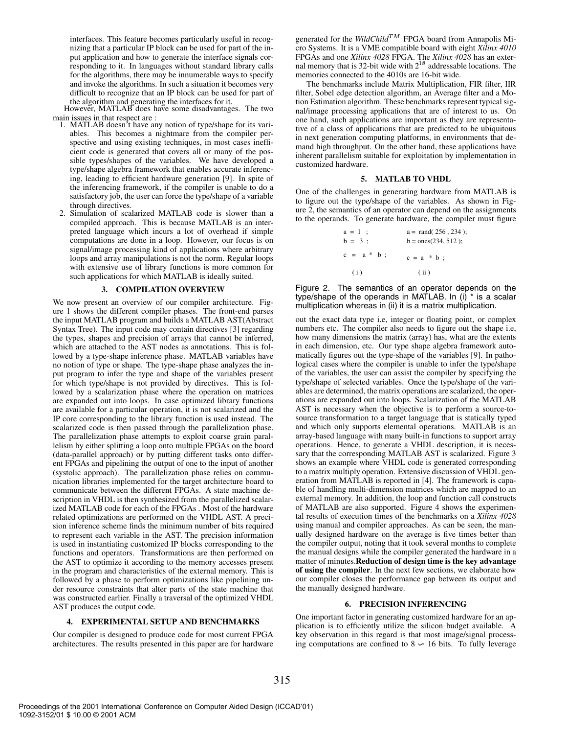interfaces. This feature becomes particularly useful in recognizing that a particular IP block can be used for part of the input application and how to generate the interface signals corresponding to it. In languages without standard library calls for the algorithms, there may be innumerable ways to specify and invoke the algorithms. In such a situation it becomes very difficult to recognize that an IP block can be used for part of the algorithm and generating the interfaces for it.

However, MATLAB does have some disadvantages. The two main issues in that respect are :

1. MATLAB doesn't have any notion of type/shape for its variables. This becomes a nightmare from the compiler perspective and using existing techniques, in most cases inefficient code is generated that covers all or many of the possible types/shapes of the variables. We have developed a type/shape algebra framework that enables accurate inferencing, leading to efficient hardware generation [9]. In spite of the inferencing framework, if the compiler is unable to do a satisfactory job, the user can force the type/shape of a variable through directives.
2. Simulation of scalarized MATLAB code is slower than a compiled approach. This is because MATLAB is an interpreted language which incurs a lot of overhead if simple computations are done in a loop. However, our focus is on signal/image processing kind of applications where arbitrary loops and array manipulations is not the norm. Regular loops with extensive use of library functions is more common for such applications for which MATLAB is ideally suited.

## 3. COMPILATION OVERVIEW

We now present an overview of our compiler architecture. Figure 1 shows the different compiler phases. The front-end parses the input MATLAB program and builds a MATLAB AST(Abstract Syntax Tree). The input code may contain directives [3] regarding the types, shapes and precision of arrays that cannot be inferred, which are attached to the AST nodes as annotations. This is followed by a type-shape inference phase. MATLAB variables have no notion of type or shape. The type-shape phase analyzes the input program to infer the type and shape of the variables present for which type/shape is not provided by directives. This is followed by a scalarization phase where the operation on matrices are expanded out into loops. In case optimized library functions are available for a particular operation, it is not scalarized and the IP core corresponding to the library function is used instead. The scalarized code is then passed through the parallelization phase. The parallelization phase attempts to exploit coarse grain parallelism by either splitting a loop onto multiple FPGAs on the board (data-parallel approach) or by putting different tasks onto different FPGAs and pipelining the output of one to the input of another (systolic approach). The parallelization phase relies on communication libraries implemented for the target architecture board to communicate between the different FPGAs. A state machine description in VHDL is then synthesized from the parallelized scalarized MATLAB code for each of the FPGAs . Most of the hardware related optimizations are performed on the VHDL AST. A precision inference scheme finds the minimum number of bits required to represent each variable in the AST. The precision information is used in instantiating customized IP blocks corresponding to the functions and operators. Transformations are then performed on the AST to optimize it according to the memory accesses present in the program and characteristics of the external memory. This is followed by a phase to perform optimizations like pipelining under resource constraints that alter parts of the state machine that was constructed earlier. Finally a traversal of the optimized VHDL AST produces the output code.

## 4. EXPERIMENTAL SETUP AND BENCHMARKS

Our compiler is designed to produce code for most current FPGA architectures. The results presented in this paper are for hardware generated for the *WildChild*$^{TM}$ FPGA board from Annapolis Micro Systems. It is a VME compatible board with eight *Xilinx 4010* FPGAs and one *Xilinx 4028* FPGA. The *Xilinx 4028* has an external memory that is 32-bit wide with $2^{18}$ addressable locations. The memories connected to the 4010s are 16-bit wide.

The benchmarks include Matrix Multiplication, FIR filter, IIR filter, Sobel edge detection algorithm, an Average filter and a Motion Estimation algorithm. These benchmarks represent typical signal/image processing applications that are of interest to us. On one hand, such applications are important as they are representative of a class of applications that are predicted to be ubiquitous in next generation computing platforms, in environments that demand high throughput. On the other hand, these applications have inherent parallelism suitable for exploitation by implementation in customized hardware.

## 5. MATLAB TO VHDL

One of the challenges in generating hardware from MATLAB is to figure out the type/shape of the variables. As shown in Figure 2, the semantics of an operator can depend on the assignments to the operands. To generate hardware, the compiler must figure

```
a = 1 ;            a = rand( 256 , 234 );
b = 3 ;            b = ones(234, 512 );

c = a * b ;        c = a * b ;

  ( i )               ( ii )
```

Figure 2. The semantics of an operator depends on the type/shape of the operands in MATLAB. In (i) * is a scalar multiplication whereas in (ii) it is a matrix multiplication.

out the exact data type i.e, integer or floating point, or complex numbers etc. The compiler also needs to figure out the shape i.e, how many dimensions the matrix (array) has, what are the extents in each dimension, etc. Our type shape algebra framework automatically figures out the type-shape of the variables [9]. In pathological cases where the compiler is unable to infer the type/shape of the variables, the user can assist the compiler by specifying the type/shape of selected variables. Once the type/shape of the variables are determined, the matrix operations are scalarized, the operations are expanded out into loops. Scalarization of the MATLAB AST is necessary when the objective is to perform a source-to-source transformation to a target language that is statically typed and which only supports elemental operations. MATLAB is an array-based language with many built-in functions to support array operations. Hence, to generate a VHDL description, it is necessary that the corresponding MATLAB AST is scalarized. Figure 3 shows an example where VHDL code is generated corresponding to a matrix multiply operation. Extensive discussion of VHDL generation from MATLAB is reported in [4]. The framework is capable of handling multi-dimension matrices which are mapped to an external memory. In addition, the loop and function call constructs of MATLAB are also supported. Figure 4 shows the experimental results of execution times of the benchmarks on a *Xilinx 4028* using manual and compiler approaches. As can be seen, the manually designed hardware on the average is five times better than the compiler output, noting that it took several months to complete the manual designs while the compiler generated the hardware in a matter of minutes. **Reduction of design time is the key advantage of using the compiler**. In the next few sections, we elaborate how our compiler closes the performance gap between its output and the manually designed hardware.

## 6. PRECISION INFERENCING

One important factor in generating customized hardware for an application is to efficiently utilize the silicon budget available. A key observation in this regard is that most image/signal processing computations are confined to $8 \backsim 16$ bits. To fully leverage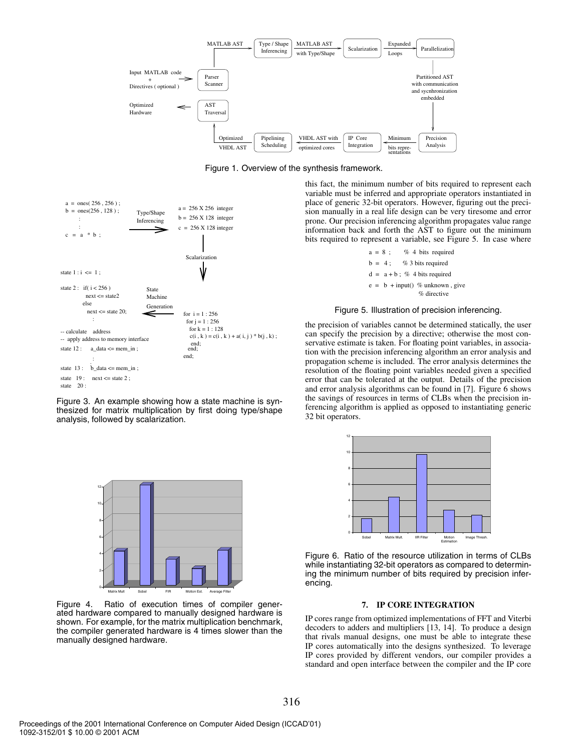Figure 1. Overview of the synthesis framework.

Figure 3. An example showing how a state machine is synthesized for matrix multiplication by first doing type/shape analysis, followed by scalarization.

Figure 4. Ratio of execution times of compiler generated hardware compared to manually designed hardware is shown. For example, for the matrix multiplication benchmark, the compiler generated hardware is 4 times slower than the manually designed hardware.

this fact, the minimum number of bits required to represent each variable must be inferred and appropriate operators instantiated in place of generic 32-bit operators. However, figuring out the precision manually in a real life design can be very tiresome and error prone. Our precision inferencing algorithm propagates value range information back and forth the AST to figure out the minimum bits required to represent a variable, see Figure 5. In case where

```
a = 8 ;      % 4 bits required
b = 4 ;      % 3 bits required
d = a + b ;  % 4 bits required
e = b + input()  % unknown , give
                 % directive
```

Figure 5. Illustration of precision inferencing.

the precision of variables cannot be determined statically, the user can specify the precision by a directive; otherwise the most conservative estimate is taken. For floating point variables, in association with the precision inferencing algorithm an error analysis and propagation scheme is included. The error analysis determines the resolution of the floating point variables needed given a specified error that can be tolerated at the output. Details of the precision and error analysis algorithms can be found in [7]. Figure 6 shows the savings of resources in terms of CLBs when the precision inferencing algorithm is applied as opposed to instantiating generic 32 bit operators.

Figure 6. Ratio of the resource utilization in terms of CLBs while instantiating 32-bit operators as compared to determining the minimum number of bits required by precision inferencing.

## 7. IP CORE INTEGRATION

IP cores range from optimized implementations of FFT and Viterbi decoders to adders and multipliers [13, 14]. To produce a design that rivals manual designs, one must be able to integrate these IP cores automatically into the designs synthesized. To leverage IP cores provided by different vendors, our compiler provides a standard and open interface between the compiler and the IP core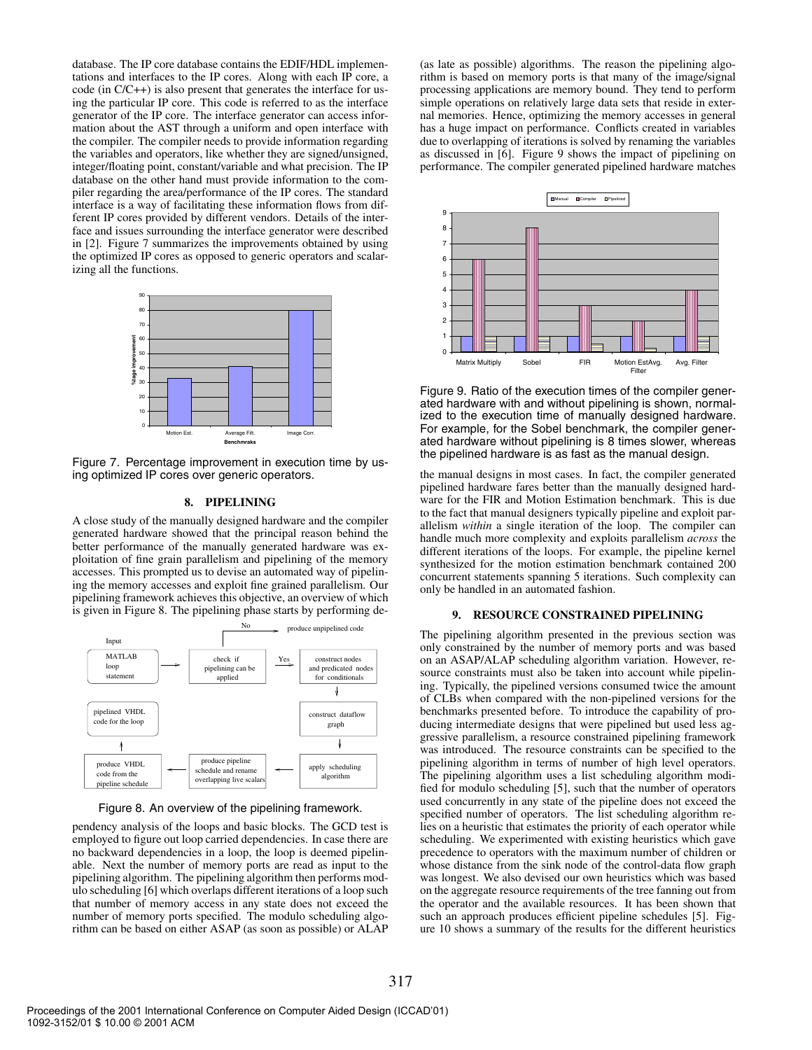database. The IP core database contains the EDIF/HDL implementations and interfaces to the IP cores. Along with each IP core, a code (in C/C++) is also present that generates the interface for using the particular IP core. This code is referred to as the interface generator of the IP core. The interface generator can access information about the AST through a uniform and open interface with the compiler. The compiler needs to provide information regarding the variables and operators, like whether they are signed/unsigned, integer/floating point, constant/variable and what precision. The IP database on the other hand must provide information to the compiler regarding the area/performance of the IP cores. The standard interface is a way of facilitating these information flows from different IP cores provided by different vendors. Details of the interface and issues surrounding the interface generator were described in [2]. Figure 7 summarizes the improvements obtained by using the optimized IP cores as opposed to generic operators and scalarizing all the functions.

Figure 7. Percentage improvement in execution time by using optimized IP cores over generic operators.

## 8. PIPELINING

A close study of the manually designed hardware and the compiler generated hardware showed that the principal reason behind the better performance of the manually generated hardware was exploitation of fine grain parallelism and pipelining of the memory accesses. This prompted us to devise an automated way of pipelining the memory accesses and exploit fine grained parallelism. Our pipelining framework achieves this objective, an overview of which is given in Figure 8. The pipelining phase starts by performing dependency analysis of the loops and basic blocks. The GCD test is employed to figure out loop carried dependencies. In case there are no backward dependencies in a loop, the loop is deemed pipelinable. Next the number of memory ports are read as input to the pipelining algorithm. The pipelining algorithm then performs modulo scheduling [6] which overlaps different iterations of a loop such that number of memory access in any state does not exceed the number of memory ports specified. The modulo scheduling algorithm can be based on either ASAP (as soon as possible) or ALAP (as late as possible) algorithms. The reason the pipelining algorithm is based on memory ports is that many of the image/signal processing applications are memory bound. They tend to perform simple operations on relatively large data sets that reside in external memories. Hence, optimizing the memory accesses in general has a huge impact on performance. Conflicts created in variables due to overlapping of iterations is solved by renaming the variables as discussed in [6]. Figure 9 shows the impact of pipelining on performance. The compiler generated pipelined hardware matches the manual designs in most cases. In fact, the compiler generated pipelined hardware fares better than the manually designed hardware for the FIR and Motion Estimation benchmark. This is due to the fact that manual designers typically pipeline and exploit parallelism *within* a single iteration of the loop. The compiler can handle much more complexity and exploits parallelism *across* the different iterations of the loops. For example, the pipeline kernel synthesized for the motion estimation benchmark contained 200 concurrent statements spanning 5 iterations. Such complexity can only be handled in an automated fashion.

Figure 8. An overview of the pipelining framework.

Figure 9. Ratio of the execution times of the compiler generated hardware with and without pipelining is shown, normalized to the execution time of manually designed hardware. For example, for the Sobel benchmark, the compiler generated hardware without pipelining is 8 times slower, whereas the pipelined hardware is as fast as the manual design.

## 9. RESOURCE CONSTRAINED PIPELINING

The pipelining algorithm presented in the previous section was only constrained by the number of memory ports and was based on an ASAP/ALAP scheduling algorithm variation. However, resource constraints must also be taken into account while pipelining. Typically, the pipelined versions consumed twice the amount of CLBs when compared with the non-pipelined versions for the benchmarks presented before. To introduce the capability of producing intermediate designs that were pipelined but used less aggressive parallelism, a resource constrained pipelining framework was introduced. The resource constraints can be specified to the pipelining algorithm in terms of number of high level operators. The pipelining algorithm uses a list scheduling algorithm modified for modulo scheduling [5], such that the number of operators used concurrently in any state of the pipeline does not exceed the specified number of operators. The list scheduling algorithm relies on a heuristic that estimates the priority of each operator while scheduling. We experimented with existing heuristics which gave precedence to operators with the maximum number of children or whose distance from the sink node of the control-data flow graph was longest. We also devised our own heuristics which was based on the aggregate resource requirements of the tree fanning out from the operator and the available resources. It has been shown that such an approach produces efficient pipeline schedules [5]. Figure 10 shows a summary of the results for the different heuristics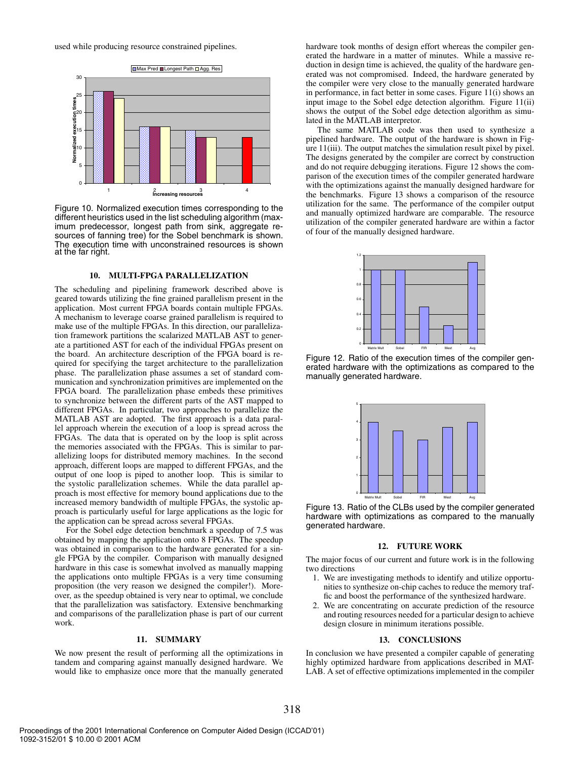used while producing resource constrained pipelines.

Figure 10. Normalized execution times corresponding to the different heuristics used in the list scheduling algorithm (maximum predecessor, longest path from sink, aggregate resources of fanning tree) for the Sobel benchmark is shown. The execution time with unconstrained resources is shown at the far right.

## 10. MULTI-FPGA PARALLELIZATION

The scheduling and pipelining framework described above is geared towards utilizing the fine grained parallelism present in the application. Most current FPGA boards contain multiple FPGAs. A mechanism to leverage coarse grained parallelism is required to make use of the multiple FPGAs. In this direction, our parallelization framework partitions the scalarized MATLAB AST to generate a partitioned AST for each of the individual FPGAs present on the board. An architecture description of the FPGA board is required for specifying the target architecture to the parallelization phase. The parallelization phase assumes a set of standard communication and synchronization primitives are implemented on the FPGA board. The parallelization phase embeds these primitives to synchronize between the different parts of the AST mapped to different FPGAs. In particular, two approaches to parallelize the MATLAB AST are adopted. The first approach is a data parallel approach wherein the execution of a loop is spread across the FPGAs. The data that is operated on by the loop is split across the memories associated with the FPGAs. This is similar to parallelizing loops for distributed memory machines. In the second approach, different loops are mapped to different FPGAs, and the output of one loop is piped to another loop. This is similar to the systolic parallelization schemes. While the data parallel approach is most effective for memory bound applications due to the increased memory bandwidth of multiple FPGAs, the systolic approach is particularly useful for large applications as the logic for the application can be spread across several FPGAs.

For the Sobel edge detection benchmark a speedup of 7.5 was obtained by mapping the application onto 8 FPGAs. The speedup was obtained in comparison to the hardware generated for a single FPGA by the compiler. Comparison with manually designed hardware in this case is somewhat involved as manually mapping the applications onto multiple FPGAs is a very time consuming proposition (the very reason we designed the compiler!). Moreover, as the speedup obtained is very near to optimal, we conclude that the parallelization was satisfactory. Extensive benchmarking and comparisons of the parallelization phase is part of our current work.

## 11. SUMMARY

We now present the result of performing all the optimizations in tandem and comparing against manually designed hardware. We would like to emphasize once more that the manually generated hardware took months of design effort whereas the compiler generated the hardware in a matter of minutes. While a massive reduction in design time is achieved, the quality of the hardware generated was not compromised. Indeed, the hardware generated by the compiler were very close to the manually generated hardware in performance, in fact better in some cases. Figure 11(i) shows an input image to the Sobel edge detection algorithm. Figure 11(ii) shows the output of the Sobel edge detection algorithm as simulated in the MATLAB interpretor.

The same MATLAB code was then used to synthesize a pipelined hardware. The output of the hardware is shown in Figure 11(iii). The output matches the simulation result pixel by pixel. The designs generated by the compiler are correct by construction and do not require debugging iterations. Figure 12 shows the comparison of the execution times of the compiler generated hardware with the optimizations against the manually designed hardware for the benchmarks. Figure 13 shows a comparison of the resource utilization for the same. The performance of the compiler output and manually optimized hardware are comparable. The resource utilization of the compiler generated hardware are within a factor of four of the manually designed hardware.

Figure 12. Ratio of the execution times of the compiler generated hardware with the optimizations as compared to the manually generated hardware.

Figure 13. Ratio of the CLBs used by the compiler generated hardware with optimizations as compared to the manually generated hardware.

## 12. FUTURE WORK

The major focus of our current and future work is in the following two directions

1. We are investigating methods to identify and utilize opportunities to synthesize on-chip caches to reduce the memory traffic and boost the performance of the synthesized hardware.
2. We are concentrating on accurate prediction of the resource and routing resources needed for a particular design to achieve design closure in minimum iterations possible.

## 13. CONCLUSIONS

In conclusion we have presented a compiler capable of generating highly optimized hardware from applications described in MATLAB. A set of effective optimizations implemented in the compiler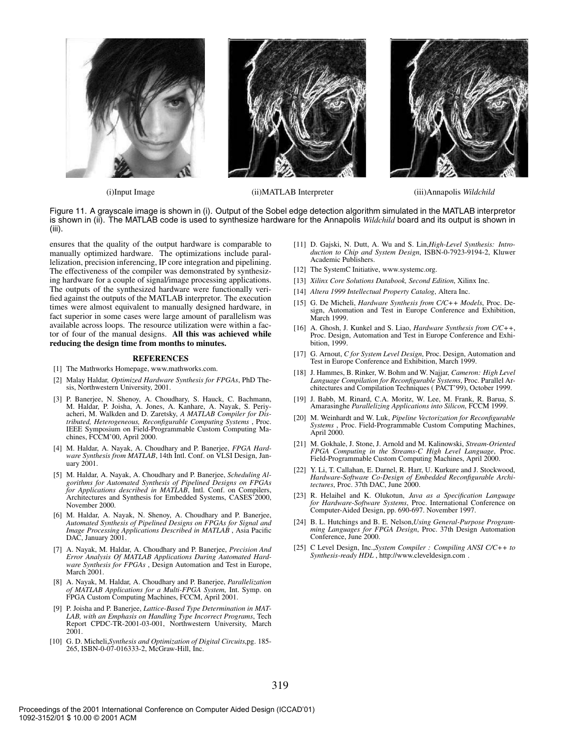(i)Input Image (ii)MATLAB Interpreter (iii)Annapolis *Wildchild*

Figure 11. A grayscale image is shown in (i). Output of the Sobel edge detection algorithm simulated in the MATLAB interpretor is shown in (ii). The MATLAB code is used to synthesize hardware for the Annapolis *Wildchild* board and its output is shown in (iii).

ensures that the quality of the output hardware is comparable to manually optimized hardware. The optimizations include parallelization, precision inferencing, IP core integration and pipelining. The effectiveness of the compiler was demonstrated by synthesizing hardware for a couple of signal/image processing applications. The outputs of the synthesized hardware were functionally verified against the outputs of the MATLAB interpretor. The execution times were almost equivalent to manually designed hardware, in fact superior in some cases were large amount of parallelism was available across loops. The resource utilization were within a factor of four of the manual designs. **All this was achieved while reducing the design time from months to minutes.**

## REFERENCES

[1] The Mathworks Homepage, www.mathworks.com.

[2] Malay Haldar, *Optimized Hardware Synthesis for FPGAs*, PhD Thesis, Northwestern University, 2001.

[3] P. Banerjee, N. Shenoy, A. Choudhary, S. Hauck, C. Bachmann, M. Haldar, P. Joisha, A. Jones, A. Kanhare, A. Nayak, S. Periyacheri, M. Walkden and D. Zaretsky, *A MATLAB Compiler for Distributed, Heterogeneous, Reconfigurable Computing Systems* , Proc. IEEE Symposium on Field-Programmable Custom Computing Machines, FCCM'00, April 2000.

[4] M. Haldar, A. Nayak, A. Choudhary and P. Banerjee, *FPGA Hardware Synthesis from MATLAB*, 14th Intl. Conf. on VLSI Design, January 2001.

[5] M. Haldar, A. Nayak, A. Choudhary and P. Banerjee, *Scheduling Algorithms for Automated Synthesis of Pipelined Designs on FPGAs for Applications described in MATLAB*, Intl. Conf. on Compilers, Architectures and Synthesis for Embedded Systems, CASES'2000, November 2000.

[6] M. Haldar, A. Nayak, N. Shenoy, A. Choudhary and P. Banerjee, *Automated Synthesis of Pipelined Designs on FPGAs for Signal and Image Processing Applications Described in MATLAB* , Asia Pacific DAC, January 2001.

[7] A. Nayak, M. Haldar, A. Choudhary and P. Banerjee, *Precision And Error Analysis Of MATLAB Applications During Automated Hardware Synthesis for FPGAs* , Design Automation and Test in Europe, March 2001.

[8] A. Nayak, M. Haldar, A. Choudhary and P. Banerjee, *Parallelization of MATLAB Applications for a Multi-FPGA System*, Int. Symp. on FPGA Custom Computing Machines, FCCM, April 2001.

[9] P. Joisha and P. Banerjee, *Lattice-Based Type Determination in MATLAB, with an Emphasis on Handling Type Incorrect Programs*, Tech Report CPDC-TR-2001-03-001, Northwestern University, March 2001.

[10] G. D. Micheli,*Synthesis and Optimization of Digital Circuits*,pg. 185-265, ISBN-0-07-016333-2, McGraw-Hill, Inc.

[11] D. Gajski, N. Dutt, A. Wu and S. Lin,*High-Level Synthesis: Introduction to Chip and System Design*, ISBN-0-7923-9194-2, Kluwer Academic Publishers.

[12] The SystemC Initiative, www.systemc.org.

[13] *Xilinx Core Solutions Databook, Second Edition,* Xilinx Inc.

[14] *Altera 1999 Intellectual Property Catalog*, Altera Inc.

[15] G. De Micheli, *Hardware Synthesis from C/C++ Models*, Proc. Design, Automation and Test in Europe Conference and Exhibition, March 1999.

[16] A. Ghosh, J. Kunkel and S. Liao, *Hardware Synthesis from C/C++*, Proc. Design, Automation and Test in Europe Conference and Exhibition, 1999.

[17] G. Arnout, *C for System Level Design*, Proc. Design, Automation and Test in Europe Conference and Exhibition, March 1999.

[18] J. Hammes, B. Rinker, W. Bohm and W. Najjar, *Cameron: High Level Language Compilation for Reconfigurable Systems*, Proc. Parallel Architectures and Compilation Techniques ( PACT'99), October 1999.

[19] J. Babb, M. Rinard, C.A. Moritz, W. Lee, M. Frank, R. Barua, S. Amarasinghe *Parallelizing Applications into Silicon*, FCCM 1999.

[20] M. Weinhardt and W. Luk, *Pipeline Vectorization for Reconfigurable Systems* , Proc. Field-Programmable Custom Computing Machines, April 2000.

[21] M. Gokhale, J. Stone, J. Arnold and M. Kalinowski, *Stream-Oriented FPGA Computing in the Streams-C High Level Language*, Proc. Field-Programmable Custom Computing Machines, April 2000.

[22] Y. Li, T. Callahan, E. Darnel, R. Harr, U. Kurkure and J. Stockwood, *Hardware-Software Co-Design of Embedded Reconfigurable Architectures*, Proc. 37th DAC, June 2000.

[23] R. Helaihel and K. Olukotun, *Java as a Specification Language for Hardware-Software Systems*, Proc. International Conference on Computer-Aided Design, pp. 690-697. November 1997.

[24] B. L. Hutchings and B. E. Nelson,*Using General-Purpose Programming Languages for FPGA Design*, Proc. 37th Design Automation Conference, June 2000.

[25] C Level Design, Inc.,*System Compiler : Compiling ANSI C/C++ to Synthesis-ready HDL* , http://www.cleveldesign.com .